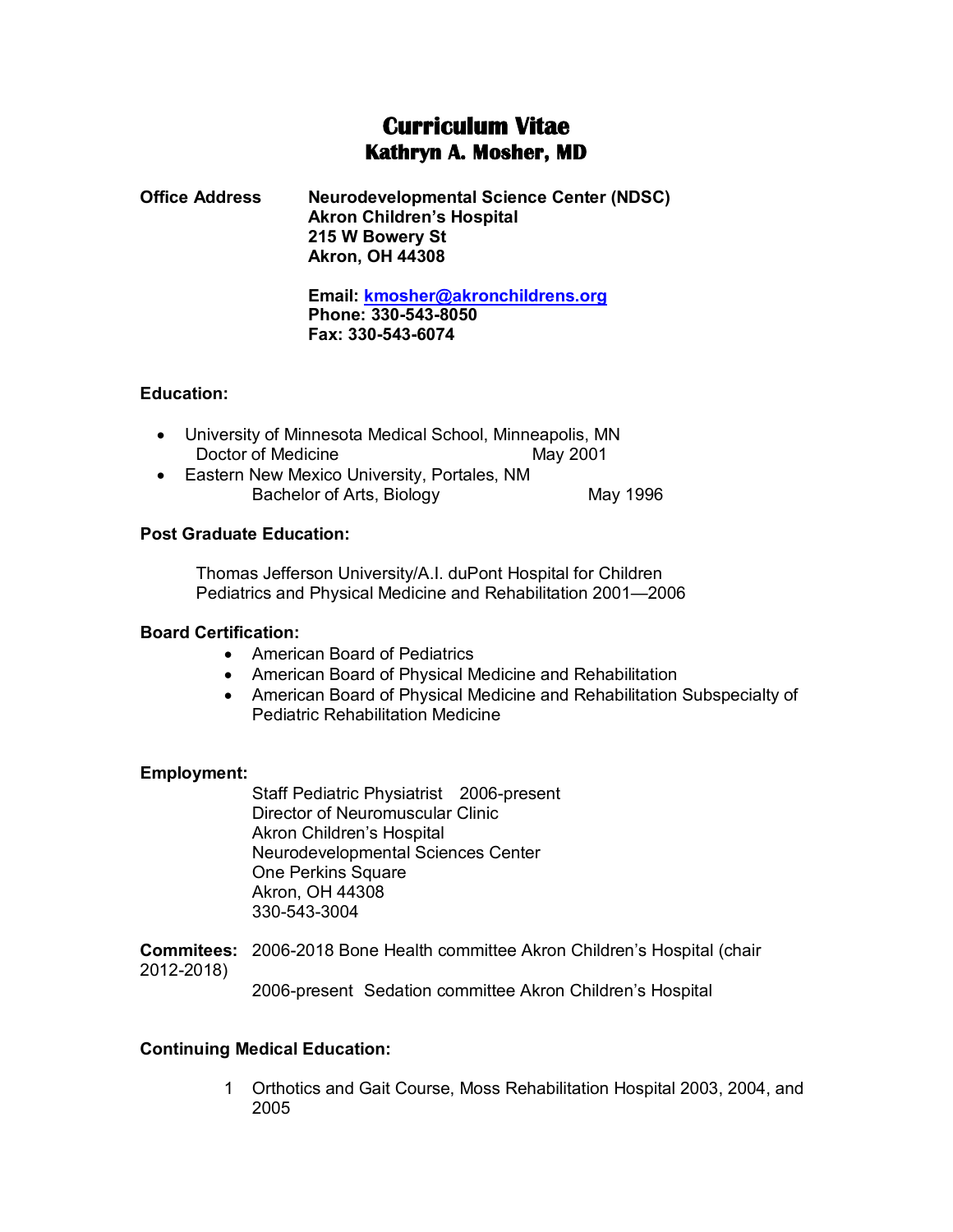# Curriculum Vitae
## Kathryn A. Mosher, MD

**Office Address**

**Neurodevelopmental Science Center (NDSC)**
**Akron Children's Hospital**
**215 W Bowery St**
**Akron, OH 44308**

**Email: kmosher@akronchildrens.org**
**Phone: 330-543-8050**
**Fax: 330-543-6074**

**Education:**

- University of Minnesota Medical School, Minneapolis, MN
  Doctor of Medicine May 2001
- Eastern New Mexico University, Portales, NM
  Bachelor of Arts, Biology May 1996

**Post Graduate Education:**

Thomas Jefferson University/A.I. duPont Hospital for Children
Pediatrics and Physical Medicine and Rehabilitation 2001—2006

**Board Certification:**

- American Board of Pediatrics
- American Board of Physical Medicine and Rehabilitation
- American Board of Physical Medicine and Rehabilitation Subspecialty of Pediatric Rehabilitation Medicine

**Employment:**

Staff Pediatric Physiatrist 2006-present
Director of Neuromuscular Clinic
Akron Children's Hospital
Neurodevelopmental Sciences Center
One Perkins Square
Akron, OH 44308
330-543-3004

**Commitees:** 2006-2018 Bone Health committee Akron Children's Hospital (chair 2012-2018)

2006-present Sedation committee Akron Children's Hospital

**Continuing Medical Education:**

1 Orthotics and Gait Course, Moss Rehabilitation Hospital 2003, 2004, and 2005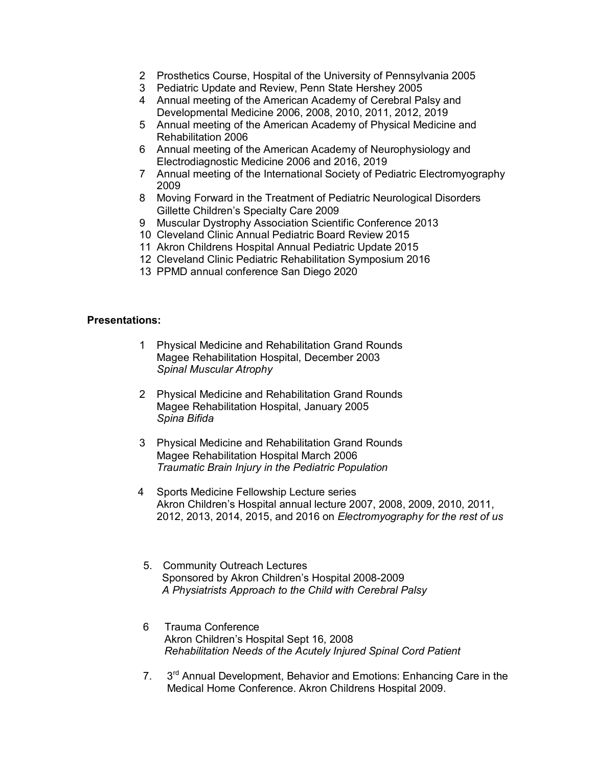2 Prosthetics Course, Hospital of the University of Pennsylvania 2005
3 Pediatric Update and Review, Penn State Hershey 2005
4 Annual meeting of the American Academy of Cerebral Palsy and Developmental Medicine 2006, 2008, 2010, 2011, 2012, 2019
5 Annual meeting of the American Academy of Physical Medicine and Rehabilitation 2006
6 Annual meeting of the American Academy of Neurophysiology and Electrodiagnostic Medicine 2006 and 2016, 2019
7 Annual meeting of the International Society of Pediatric Electromyography 2009
8 Moving Forward in the Treatment of Pediatric Neurological Disorders Gillette Children's Specialty Care 2009
9 Muscular Dystrophy Association Scientific Conference 2013
10 Cleveland Clinic Annual Pediatric Board Review 2015
11 Akron Childrens Hospital Annual Pediatric Update 2015
12 Cleveland Clinic Pediatric Rehabilitation Symposium 2016
13 PPMD annual conference San Diego 2020

**Presentations:**

1 Physical Medicine and Rehabilitation Grand Rounds
Magee Rehabilitation Hospital, December 2003
*Spinal Muscular Atrophy*

2 Physical Medicine and Rehabilitation Grand Rounds
Magee Rehabilitation Hospital, January 2005
*Spina Bifida*

3 Physical Medicine and Rehabilitation Grand Rounds
Magee Rehabilitation Hospital March 2006
*Traumatic Brain Injury in the Pediatric Population*

4 Sports Medicine Fellowship Lecture series
Akron Children's Hospital annual lecture 2007, 2008, 2009, 2010, 2011, 2012, 2013, 2014, 2015, and 2016 on *Electromyography for the rest of us*

5. Community Outreach Lectures
Sponsored by Akron Children's Hospital 2008-2009
*A Physiatrists Approach to the Child with Cerebral Palsy*

6 Trauma Conference
Akron Children's Hospital Sept 16, 2008
*Rehabilitation Needs of the Acutely Injured Spinal Cord Patient*

7. 3rd Annual Development, Behavior and Emotions: Enhancing Care in the Medical Home Conference. Akron Childrens Hospital 2009.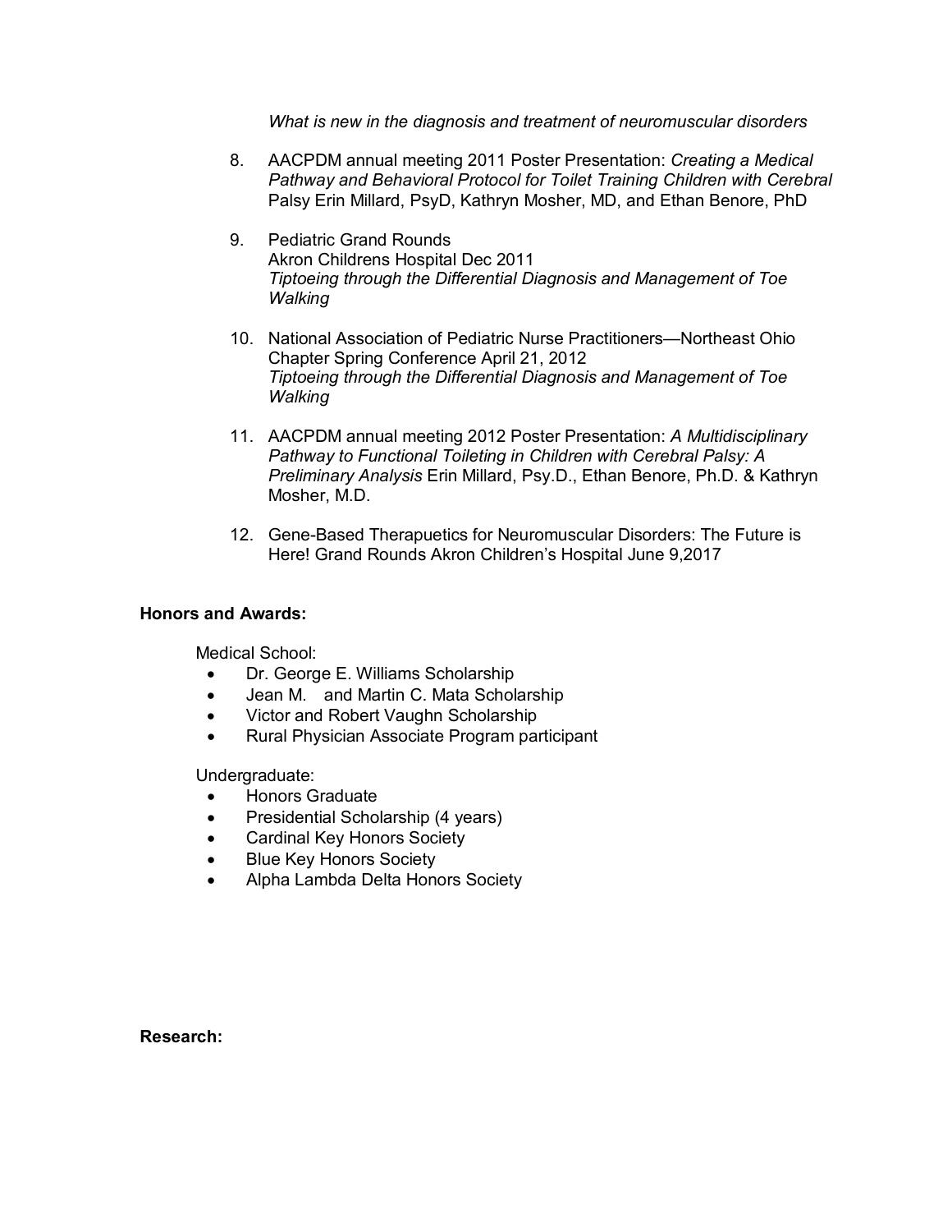*What is new in the diagnosis and treatment of neuromuscular disorders*

8. AACPDM annual meeting 2011 Poster Presentation: *Creating a Medical Pathway and Behavioral Protocol for Toilet Training Children with Cerebral* Palsy Erin Millard, PsyD, Kathryn Mosher, MD, and Ethan Benore, PhD

9. Pediatric Grand Rounds
   Akron Childrens Hospital Dec 2011
   *Tiptoeing through the Differential Diagnosis and Management of Toe Walking*

10. National Association of Pediatric Nurse Practitioners—Northeast Ohio Chapter Spring Conference April 21, 2012
    *Tiptoeing through the Differential Diagnosis and Management of Toe Walking*

11. AACPDM annual meeting 2012 Poster Presentation: *A Multidisciplinary Pathway to Functional Toileting in Children with Cerebral Palsy: A Preliminary Analysis* Erin Millard, Psy.D., Ethan Benore, Ph.D. & Kathryn Mosher, M.D.

12. Gene-Based Therapuetics for Neuromuscular Disorders: The Future is Here! Grand Rounds Akron Children's Hospital June 9,2017

**Honors and Awards:**

Medical School:

- Dr. George E. Williams Scholarship
- Jean M. and Martin C. Mata Scholarship
- Victor and Robert Vaughn Scholarship
- Rural Physician Associate Program participant

Undergraduate:

- Honors Graduate
- Presidential Scholarship (4 years)
- Cardinal Key Honors Society
- Blue Key Honors Society
- Alpha Lambda Delta Honors Society

**Research:**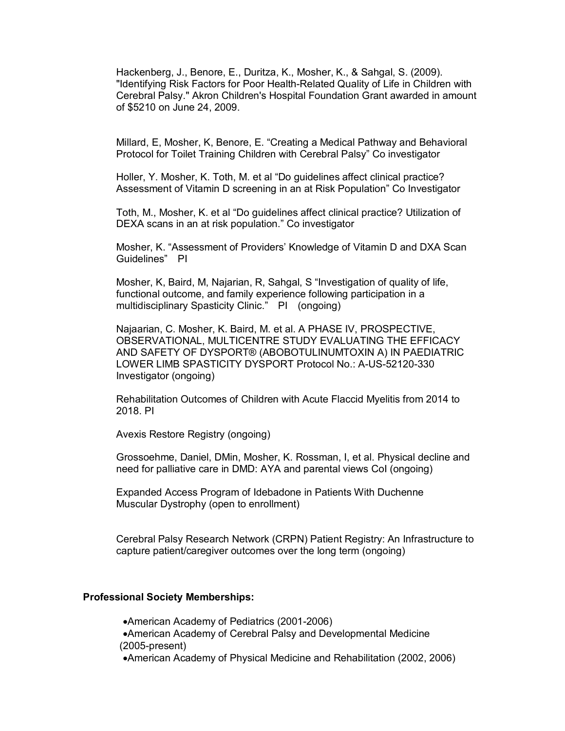Hackenberg, J., Benore, E., Duritza, K., Mosher, K., & Sahgal, S. (2009). "Identifying Risk Factors for Poor Health-Related Quality of Life in Children with Cerebral Palsy." Akron Children's Hospital Foundation Grant awarded in amount of $5210 on June 24, 2009.

Millard, E, Mosher, K, Benore, E. "Creating a Medical Pathway and Behavioral Protocol for Toilet Training Children with Cerebral Palsy" Co investigator

Holler, Y. Mosher, K. Toth, M. et al "Do guidelines affect clinical practice? Assessment of Vitamin D screening in an at Risk Population" Co Investigator

Toth, M., Mosher, K. et al "Do guidelines affect clinical practice? Utilization of DEXA scans in an at risk population." Co investigator

Mosher, K. "Assessment of Providers' Knowledge of Vitamin D and DXA Scan Guidelines" PI

Mosher, K, Baird, M, Najarian, R, Sahgal, S "Investigation of quality of life, functional outcome, and family experience following participation in a multidisciplinary Spasticity Clinic." PI (ongoing)

Najaarian, C. Mosher, K. Baird, M. et al. A PHASE IV, PROSPECTIVE, OBSERVATIONAL, MULTICENTRE STUDY EVALUATING THE EFFICACY AND SAFETY OF DYSPORT® (ABOBOTULINUMTOXIN A) IN PAEDIATRIC LOWER LIMB SPASTICITY DYSPORT Protocol No.: A-US-52120-330 Investigator (ongoing)

Rehabilitation Outcomes of Children with Acute Flaccid Myelitis from 2014 to 2018. PI

Avexis Restore Registry (ongoing)

Grossoehme, Daniel, DMin, Mosher, K. Rossman, I, et al. Physical decline and need for palliative care in DMD: AYA and parental views CoI (ongoing)

Expanded Access Program of Idebadone in Patients With Duchenne Muscular Dystrophy (open to enrollment)

Cerebral Palsy Research Network (CRPN) Patient Registry: An Infrastructure to capture patient/caregiver outcomes over the long term (ongoing)

**Professional Society Memberships:**

- American Academy of Pediatrics (2001-2006)
- American Academy of Cerebral Palsy and Developmental Medicine (2005-present)
- American Academy of Physical Medicine and Rehabilitation (2002, 2006)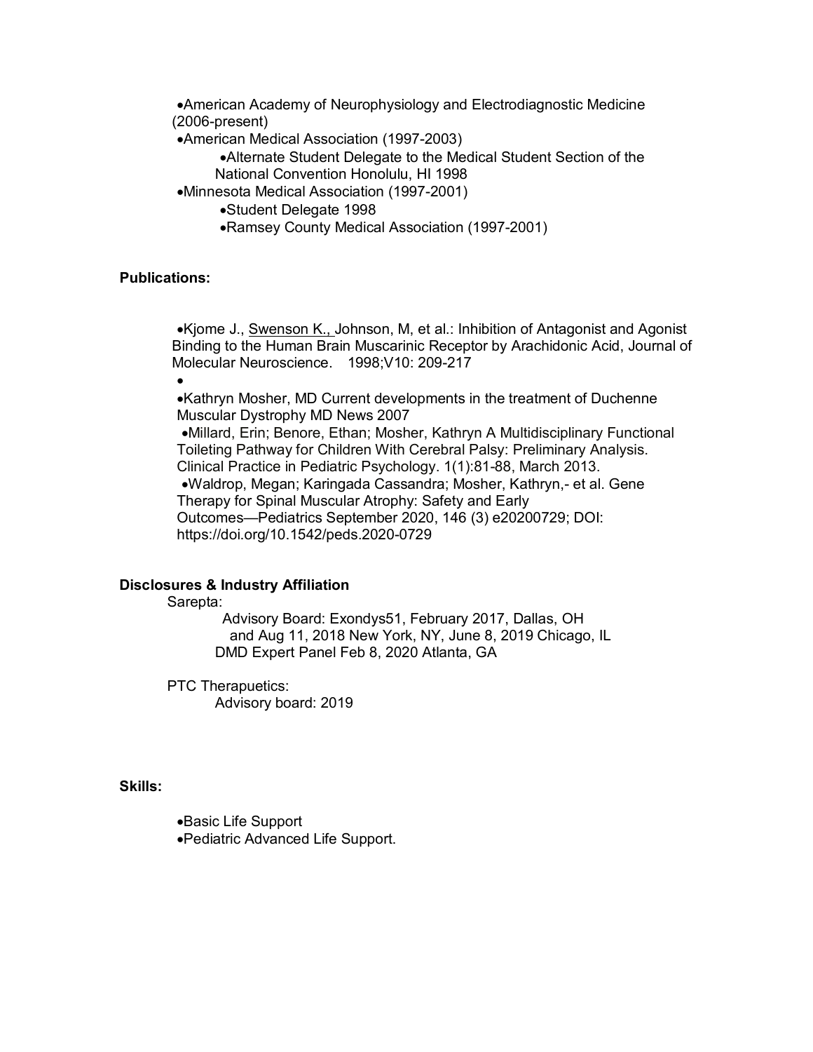- American Academy of Neurophysiology and Electrodiagnostic Medicine (2006-present)
- American Medical Association (1997-2003)
  - Alternate Student Delegate to the Medical Student Section of the National Convention Honolulu, HI 1998
- Minnesota Medical Association (1997-2001)
  - Student Delegate 1998
  - Ramsey County Medical Association (1997-2001)

**Publications:**

- Kjome J., <u>Swenson K.,</u> Johnson, M, et al.: Inhibition of Antagonist and Agonist Binding to the Human Brain Muscarinic Receptor by Arachidonic Acid, Journal of Molecular Neuroscience. 1998;V10: 209-217
- 
- Kathryn Mosher, MD Current developments in the treatment of Duchenne Muscular Dystrophy MD News 2007
- Millard, Erin; Benore, Ethan; Mosher, Kathryn A Multidisciplinary Functional Toileting Pathway for Children With Cerebral Palsy: Preliminary Analysis. Clinical Practice in Pediatric Psychology. 1(1):81-88, March 2013.
- Waldrop, Megan; Karingada Cassandra; Mosher, Kathryn,- et al. Gene Therapy for Spinal Muscular Atrophy: Safety and Early Outcomes—Pediatrics September 2020, 146 (3) e20200729; DOI: https://doi.org/10.1542/peds.2020-0729

**Disclosures & Industry Affiliation**

Sarepta:

Advisory Board: Exondys51, February 2017, Dallas, OH and Aug 11, 2018 New York, NY, June 8, 2019 Chicago, IL

DMD Expert Panel Feb 8, 2020 Atlanta, GA

PTC Therapuetics:

Advisory board: 2019

**Skills:**

- Basic Life Support
- Pediatric Advanced Life Support.